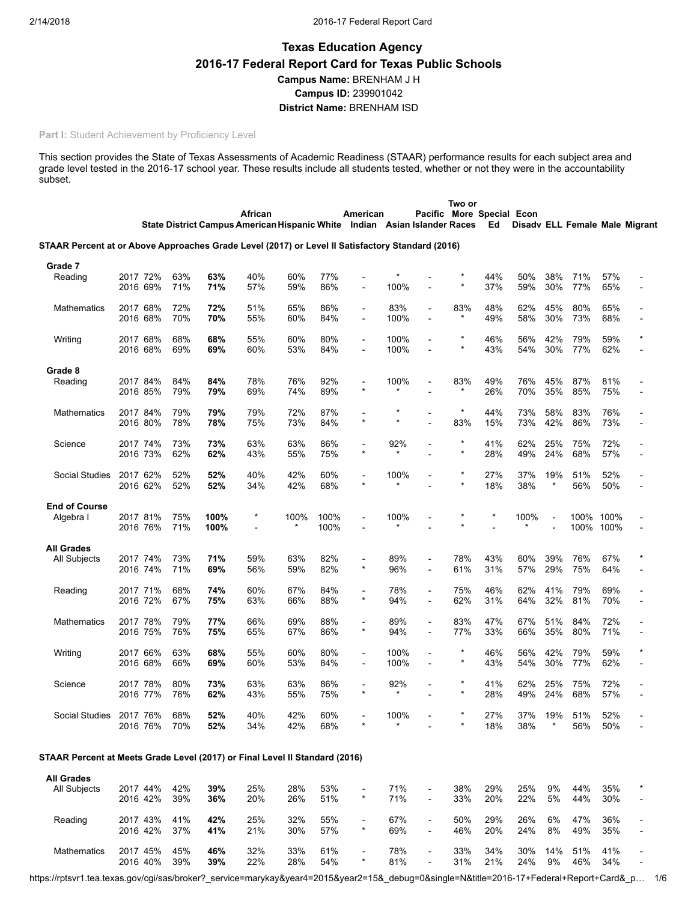# Texas Education Agency

## 2016-17 Federal Report Card for Texas Public Schools

**Campus Name:** BRENHAM J H

**Campus ID:** 239901042

**District Name:** BRENHAM ISD

**Part I:** Student Achievement by Proficiency Level

This section provides the State of Texas Assessments of Academic Readiness (STAAR) performance results for each subject area and grade level tested in the 2016-17 school year. These results include all students tested, whether or not they were in the accountability subset.

| | | State | District | Campus | African American | Hispanic | White | American Indian | Asian | Pacific Islander | Two or More Races | Special Ed | Econ Disadv | ELL | Female | Male | Migrant |
|---|---|---|---|---|---|---|---|---|---|---|---|---|---|---|---|---|---|
| **STAAR Percent at or Above Approaches Grade Level (2017) or Level II Satisfactory Standard (2016)** | | | | | | | | | | | | | | | | | |
| **Grade 7** | | | | | | | | | | | | | | | | | |
| Reading | 2017 | 72% | 63% | **63%** | 40% | 60% | 77% | - | * | - | * | 44% | 50% | 38% | 71% | 57% | - |
| | 2016 | 69% | 71% | **71%** | 57% | 59% | 86% | - | 100% | - | * | 37% | 59% | 30% | 77% | 65% | - |
| Mathematics | 2017 | 68% | 72% | **72%** | 51% | 65% | 86% | - | 83% | - | 83% | 48% | 62% | 45% | 80% | 65% | - |
| | 2016 | 68% | 70% | **70%** | 55% | 60% | 84% | - | 100% | - | * | 49% | 58% | 30% | 73% | 68% | - |
| Writing | 2017 | 68% | 68% | **68%** | 55% | 60% | 80% | - | 100% | - | * | 46% | 56% | 42% | 79% | 59% | * |
| | 2016 | 68% | 69% | **69%** | 60% | 53% | 84% | - | 100% | - | * | 43% | 54% | 30% | 77% | 62% | - |
| **Grade 8** | | | | | | | | | | | | | | | | | |
| Reading | 2017 | 84% | 84% | **84%** | 78% | 76% | 92% | - | 100% | - | 83% | 49% | 76% | 45% | 87% | 81% | - |
| | 2016 | 85% | 79% | **79%** | 69% | 74% | 89% | * | * | - | * | 26% | 70% | 35% | 85% | 75% | - |
| Mathematics | 2017 | 84% | 79% | **79%** | 79% | 72% | 87% | - | * | - | * | 44% | 73% | 58% | 83% | 76% | - |
| | 2016 | 80% | 78% | **78%** | 75% | 73% | 84% | * | * | - | 83% | 15% | 73% | 42% | 86% | 73% | - |
| Science | 2017 | 74% | 73% | **73%** | 63% | 63% | 86% | - | 92% | - | * | 41% | 62% | 25% | 75% | 72% | - |
| | 2016 | 73% | 62% | **62%** | 43% | 55% | 75% | * | * | - | * | 28% | 49% | 24% | 68% | 57% | - |
| Social Studies | 2017 | 62% | 52% | **52%** | 40% | 42% | 60% | - | 100% | - | * | 27% | 37% | 19% | 51% | 52% | - |
| | 2016 | 62% | 52% | **52%** | 34% | 42% | 68% | * | * | - | * | 18% | 38% | * | 56% | 50% | - |
| **End of Course** | | | | | | | | | | | | | | | | | |
| Algebra I | 2017 | 81% | 75% | **100%** | * | 100% | 100% | - | 100% | - | * | * | 100% | - | 100% | 100% | - |
| | 2016 | 76% | 71% | **100%** | - | * | 100% | - | * | - | * | - | * | - | 100% | 100% | - |
| **All Grades** | | | | | | | | | | | | | | | | | |
| All Subjects | 2017 | 74% | 73% | **71%** | 59% | 63% | 82% | - | 89% | - | 78% | 43% | 60% | 39% | 76% | 67% | * |
| | 2016 | 74% | 71% | **69%** | 56% | 59% | 82% | * | 96% | - | 61% | 31% | 57% | 29% | 75% | 64% | - |
| Reading | 2017 | 71% | 68% | **74%** | 60% | 67% | 84% | - | 78% | - | 75% | 46% | 62% | 41% | 79% | 69% | - |
| | 2016 | 72% | 67% | **75%** | 63% | 66% | 88% | * | 94% | - | 62% | 31% | 64% | 32% | 81% | 70% | - |
| Mathematics | 2017 | 78% | 79% | **77%** | 66% | 69% | 88% | - | 89% | - | 83% | 47% | 67% | 51% | 84% | 72% | - |
| | 2016 | 75% | 76% | **75%** | 65% | 67% | 86% | * | 94% | - | 77% | 33% | 66% | 35% | 80% | 71% | - |
| Writing | 2017 | 66% | 63% | **68%** | 55% | 60% | 80% | - | 100% | - | * | 46% | 56% | 42% | 79% | 59% | * |
| | 2016 | 68% | 66% | **69%** | 60% | 53% | 84% | - | 100% | - | * | 43% | 54% | 30% | 77% | 62% | - |
| Science | 2017 | 78% | 80% | **73%** | 63% | 63% | 86% | - | 92% | - | * | 41% | 62% | 25% | 75% | 72% | - |
| | 2016 | 77% | 76% | **62%** | 43% | 55% | 75% | * | * | - | * | 28% | 49% | 24% | 68% | 57% | - |
| Social Studies | 2017 | 76% | 68% | **52%** | 40% | 42% | 60% | - | 100% | - | * | 27% | 37% | 19% | 51% | 52% | - |
| | 2016 | 76% | 70% | **52%** | 34% | 42% | 68% | * | * | - | * | 18% | 38% | * | 56% | 50% | - |
| **STAAR Percent at Meets Grade Level (2017) or Final Level II Standard (2016)** | | | | | | | | | | | | | | | | | |
| **All Grades** | | | | | | | | | | | | | | | | | |
| All Subjects | 2017 | 44% | 42% | **39%** | 25% | 28% | 53% | - | 71% | - | 38% | 29% | 25% | 9% | 44% | 35% | * |
| | 2016 | 42% | 39% | **36%** | 20% | 26% | 51% | * | 71% | - | 33% | 20% | 22% | 5% | 44% | 30% | - |
| Reading | 2017 | 43% | 41% | **42%** | 25% | 32% | 55% | - | 67% | - | 50% | 29% | 26% | 6% | 47% | 36% | - |
| | 2016 | 42% | 37% | **41%** | 21% | 30% | 57% | * | 69% | - | 46% | 20% | 24% | 8% | 49% | 35% | - |
| Mathematics | 2017 | 45% | 45% | **46%** | 32% | 33% | 61% | - | 78% | - | 33% | 34% | 30% | 14% | 51% | 41% | - |
| | 2016 | 40% | 39% | **39%** | 22% | 28% | 54% | * | 81% | - | 31% | 21% | 24% | 9% | 46% | 34% | - |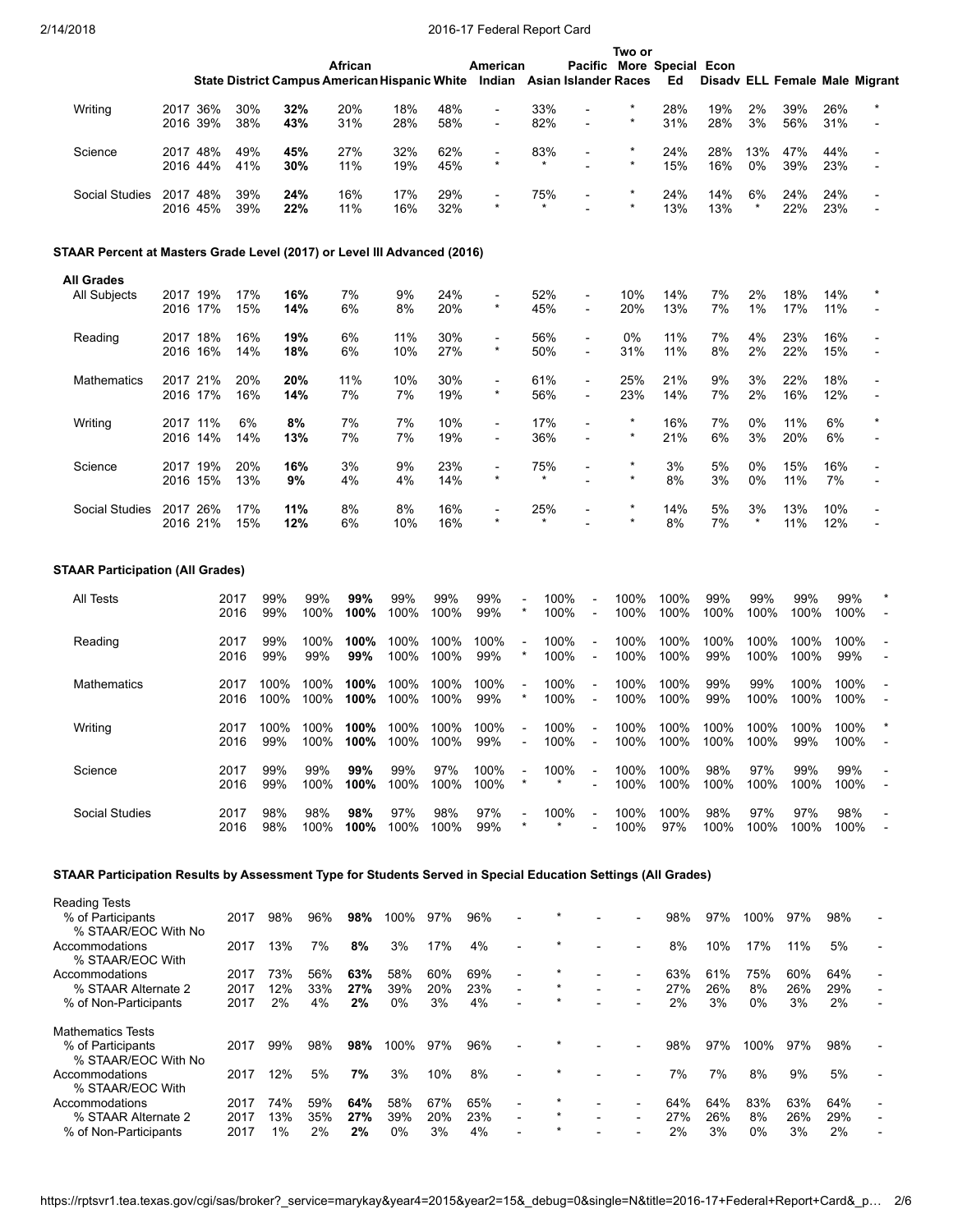| | Year | State | District | Campus | African American | Hispanic | White | American Indian | Asian | Pacific Islander | Two or More Races | Special Ed | Econ Disadv | ELL | Female | Male | Migrant |
|---|---|---|---|---|---|---|---|---|---|---|---|---|---|---|---|---|---|
| Writing | 2017 | 36% | 30% | **32%** | 20% | 18% | 48% | - | 33% | - | * | 28% | 19% | 2% | 39% | 26% | * |
| | 2016 | 39% | 38% | **43%** | 31% | 28% | 58% | - | 82% | - | * | 31% | 28% | 3% | 56% | 31% | - |
| Science | 2017 | 48% | 49% | **45%** | 27% | 32% | 62% | - | 83% | - | * | 24% | 28% | 13% | 47% | 44% | - |
| | 2016 | 44% | 41% | **30%** | 11% | 19% | 45% | * | * | - | * | 15% | 16% | 0% | 39% | 23% | - |
| Social Studies | 2017 | 48% | 39% | **24%** | 16% | 17% | 29% | - | 75% | - | * | 24% | 14% | 6% | 24% | 24% | - |
| | 2016 | 45% | 39% | **22%** | 11% | 16% | 32% | * | * | - | * | 13% | 13% | * | 22% | 23% | - |

## STAAR Percent at Masters Grade Level (2017) or Level III Advanced (2016)

| All Grades | Year | State | District | Campus | African American | Hispanic | White | American Indian | Asian | Pacific Islander | Two or More Races | Special Ed | Econ Disadv | ELL | Female | Male | Migrant |
|---|---|---|---|---|---|---|---|---|---|---|---|---|---|---|---|---|---|
| All Subjects | 2017 | 19% | 17% | **16%** | 7% | 9% | 24% | - | 52% | - | 10% | 14% | 7% | 2% | 18% | 14% | * |
| | 2016 | 17% | 15% | **14%** | 6% | 8% | 20% | * | 45% | - | 20% | 13% | 7% | 1% | 17% | 11% | - |
| Reading | 2017 | 18% | 16% | **19%** | 6% | 11% | 30% | - | 56% | - | 0% | 11% | 7% | 4% | 23% | 16% | - |
| | 2016 | 16% | 14% | **18%** | 6% | 10% | 27% | * | 50% | - | 31% | 11% | 8% | 2% | 22% | 15% | - |
| Mathematics | 2017 | 21% | 20% | **20%** | 11% | 10% | 30% | - | 61% | - | 25% | 21% | 9% | 3% | 22% | 18% | - |
| | 2016 | 17% | 16% | **14%** | 7% | 7% | 19% | * | 56% | - | 23% | 14% | 7% | 2% | 16% | 12% | - |
| Writing | 2017 | 11% | 6% | **8%** | 7% | 7% | 10% | - | 17% | - | * | 16% | 7% | 0% | 11% | 6% | * |
| | 2016 | 14% | 14% | **13%** | 7% | 7% | 19% | - | 36% | - | * | 21% | 6% | 3% | 20% | 6% | - |
| Science | 2017 | 19% | 20% | **16%** | 3% | 9% | 23% | - | 75% | - | * | 3% | 5% | 0% | 15% | 16% | - |
| | 2016 | 15% | 13% | **9%** | 4% | 4% | 14% | * | * | - | * | 8% | 3% | 0% | 11% | 7% | - |
| Social Studies | 2017 | 26% | 17% | **11%** | 8% | 8% | 16% | - | 25% | - | * | 14% | 5% | 3% | 13% | 10% | - |
| | 2016 | 21% | 15% | **12%** | 6% | 10% | 16% | * | * | - | * | 8% | 7% | * | 11% | 12% | - |

## STAAR Participation (All Grades)

| | Year | State | District | Campus | African American | Hispanic | White | American Indian | Asian | Pacific Islander | Two or More Races | Special Ed | Econ Disadv | ELL | Female | Male | Migrant |
|---|---|---|---|---|---|---|---|---|---|---|---|---|---|---|---|---|---|
| All Tests | 2017 | 99% | 99% | **99%** | 99% | 99% | 99% | - | 100% | - | 100% | 100% | 99% | 99% | 99% | 99% | * |
| | 2016 | 99% | 100% | **100%** | 100% | 100% | 99% | * | 100% | - | 100% | 100% | 100% | 100% | 100% | 100% | - |
| Reading | 2017 | 99% | 100% | **100%** | 100% | 100% | 100% | - | 100% | - | 100% | 100% | 100% | 100% | 100% | 100% | - |
| | 2016 | 99% | 99% | **99%** | 100% | 100% | 99% | * | 100% | - | 100% | 100% | 99% | 100% | 100% | 99% | - |
| Mathematics | 2017 | 100% | 100% | **100%** | 100% | 100% | 100% | - | 100% | - | 100% | 100% | 99% | 99% | 100% | 100% | - |
| | 2016 | 100% | 100% | **100%** | 100% | 100% | 99% | * | 100% | - | 100% | 100% | 99% | 100% | 100% | 100% | - |
| Writing | 2017 | 100% | 100% | **100%** | 100% | 100% | 100% | - | 100% | - | 100% | 100% | 100% | 100% | 100% | 100% | * |
| | 2016 | 99% | 100% | **100%** | 100% | 100% | 99% | - | 100% | - | 100% | 100% | 100% | 100% | 99% | 100% | - |
| Science | 2017 | 99% | 99% | **99%** | 99% | 97% | 100% | - | 100% | - | 100% | 100% | 98% | 97% | 99% | 99% | - |
| | 2016 | 99% | 100% | **100%** | 100% | 100% | 100% | * | * | - | 100% | 100% | 100% | 100% | 100% | 100% | - |
| Social Studies | 2017 | 98% | 98% | **98%** | 97% | 98% | 97% | - | 100% | - | 100% | 100% | 98% | 97% | 97% | 98% | - |
| | 2016 | 98% | 100% | **100%** | 100% | 100% | 99% | * | * | - | 100% | 97% | 100% | 100% | 100% | 100% | - |

## STAAR Participation Results by Assessment Type for Students Served in Special Education Settings (All Grades)

| | Year | State | District | Campus | African American | Hispanic | White | American Indian | Asian | Pacific Islander | Two or More Races | Special Ed | Econ Disadv | ELL | Female | Male | Migrant |
|---|---|---|---|---|---|---|---|---|---|---|---|---|---|---|---|---|---|
| **Reading Tests** | | | | | | | | | | | | | | | | | |
| % of Participants | 2017 | 98% | 96% | **98%** | 100% | 97% | 96% | - | * | - | - | 98% | 97% | 100% | 97% | 98% | - |
| % STAAR/EOC With No Accommodations | 2017 | 13% | 7% | **8%** | 3% | 17% | 4% | - | * | - | - | 8% | 10% | 17% | 11% | 5% | - |
| % STAAR/EOC With Accommodations | 2017 | 73% | 56% | **63%** | 58% | 60% | 69% | - | * | - | - | 63% | 61% | 75% | 60% | 64% | - |
| % STAAR Alternate 2 | 2017 | 12% | 33% | **27%** | 39% | 20% | 23% | - | * | - | - | 27% | 26% | 8% | 26% | 29% | - |
| % of Non-Participants | 2017 | 2% | 4% | **2%** | 0% | 3% | 4% | - | * | - | - | 2% | 3% | 0% | 3% | 2% | - |
| **Mathematics Tests** | | | | | | | | | | | | | | | | | |
| % of Participants | 2017 | 99% | 98% | **98%** | 100% | 97% | 96% | - | * | - | - | 98% | 97% | 100% | 97% | 98% | - |
| % STAAR/EOC With No Accommodations | 2017 | 12% | 5% | **7%** | 3% | 10% | 8% | - | * | - | - | 7% | 7% | 8% | 9% | 5% | - |
| % STAAR/EOC With Accommodations | 2017 | 74% | 59% | **64%** | 58% | 67% | 65% | - | * | - | - | 64% | 64% | 83% | 63% | 64% | - |
| % STAAR Alternate 2 | 2017 | 13% | 35% | **27%** | 39% | 20% | 23% | - | * | - | - | 27% | 26% | 8% | 26% | 29% | - |
| % of Non-Participants | 2017 | 1% | 2% | **2%** | 0% | 3% | 4% | - | * | - | - | 2% | 3% | 0% | 3% | 2% | - |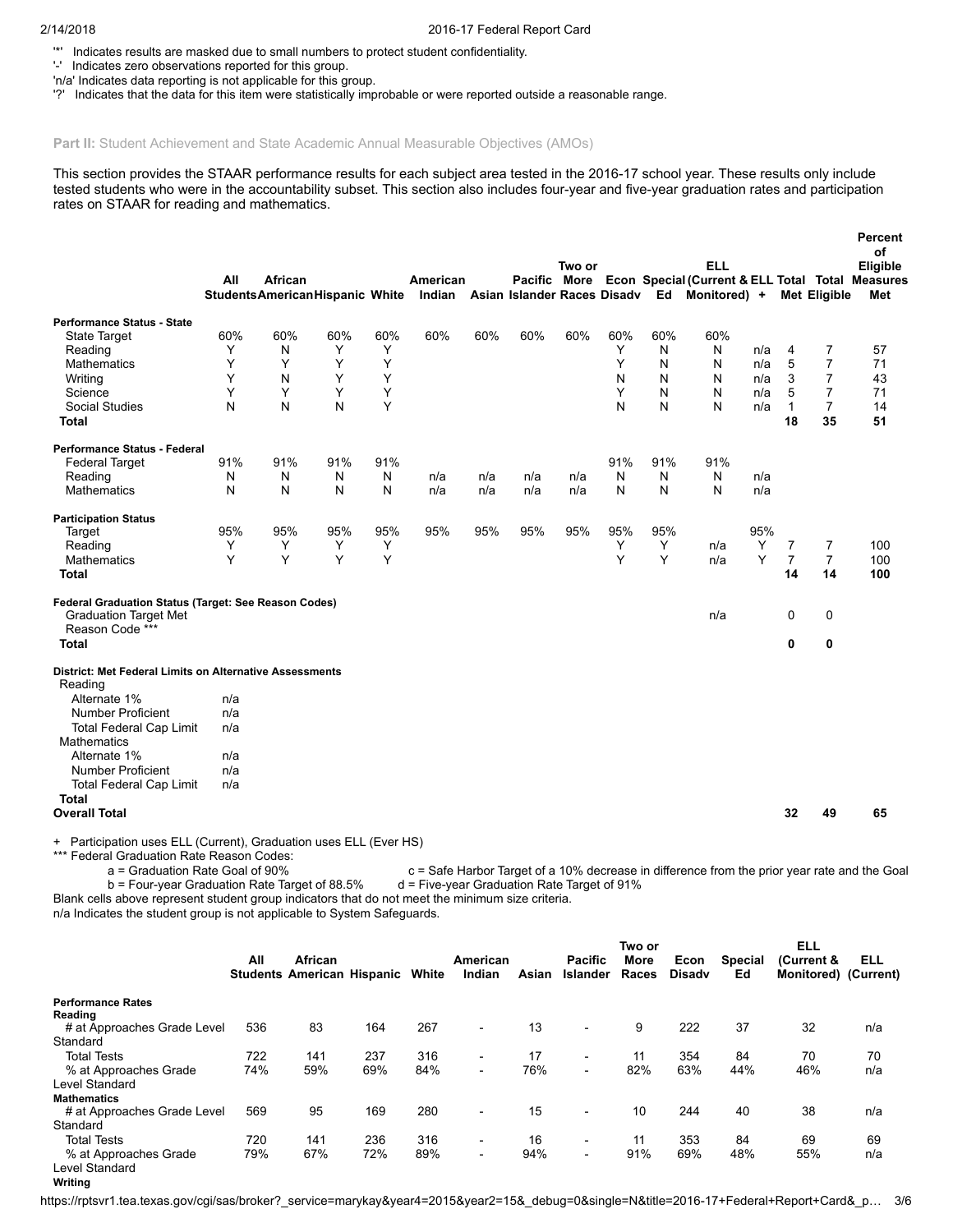'*' Indicates results are masked due to small numbers to protect student confidentiality.
'-' Indicates zero observations reported for this group.
'n/a' Indicates data reporting is not applicable for this group.
'?' Indicates that the data for this item were statistically improbable or were reported outside a reasonable range.

**Part II:** Student Achievement and State Academic Annual Measurable Objectives (AMOs)

This section provides the STAAR performance results for each subject area tested in the 2016-17 school year. These results only include tested students who were in the accountability subset. This section also includes four-year and five-year graduation rates and participation rates on STAAR for reading and mathematics.

| | All Students | African American | Hispanic | White | American Indian | Asian | Pacific Islander | Two or More Races | Econ Disadv | Special Ed | ELL (Current & Monitored) + | ELL | Total Met | Total Eligible | Percent of Eligible Measures Met |
|---|---|---|---|---|---|---|---|---|---|---|---|---|---|---|---|
| **Performance Status - State** | | | | | | | | | | | | | | | |
| State Target | 60% | 60% | 60% | 60% | 60% | 60% | 60% | 60% | 60% | 60% | 60% | | | | |
| Reading | Y | N | Y | Y | | | | | Y | N | N | n/a | 4 | 7 | 57 |
| Mathematics | Y | Y | Y | Y | | | | | Y | N | N | n/a | 5 | 7 | 71 |
| Writing | Y | N | Y | Y | | | | | N | N | N | n/a | 3 | 7 | 43 |
| Science | Y | Y | Y | Y | | | | | Y | N | N | n/a | 5 | 7 | 71 |
| Social Studies | N | N | N | Y | | | | | N | N | N | n/a | 1 | 7 | 14 |
| **Total** | | | | | | | | | | | | | **18** | **35** | **51** |
| **Performance Status - Federal** | | | | | | | | | | | | | | | |
| Federal Target | 91% | 91% | 91% | 91% | | | | | 91% | 91% | 91% | | | | |
| Reading | N | N | N | N | n/a | n/a | n/a | n/a | N | N | N | n/a | | | |
| Mathematics | N | N | N | N | n/a | n/a | n/a | n/a | N | N | N | n/a | | | |
| **Participation Status** | | | | | | | | | | | | | | | |
| Target | 95% | 95% | 95% | 95% | 95% | 95% | 95% | 95% | 95% | 95% | | 95% | | | |
| Reading | Y | Y | Y | Y | | | | | Y | Y | n/a | Y | 7 | 7 | 100 |
| Mathematics | Y | Y | Y | Y | | | | | Y | Y | n/a | Y | 7 | 7 | 100 |
| **Total** | | | | | | | | | | | | | **14** | **14** | **100** |
| **Federal Graduation Status (Target: See Reason Codes)** | | | | | | | | | | | | | | | |
| Graduation Target Met | | | | | | | | | | | n/a | | 0 | 0 | |
| Reason Code *** | | | | | | | | | | | | | | | |
| **Total** | | | | | | | | | | | | | **0** | **0** | |
| **District: Met Federal Limits on Alternative Assessments** | | | | | | | | | | | | | | | |
| Reading | | | | | | | | | | | | | | | |
| Alternate 1% | n/a | | | | | | | | | | | | | | |
| Number Proficient | n/a | | | | | | | | | | | | | | |
| Total Federal Cap Limit | n/a | | | | | | | | | | | | | | |
| Mathematics | | | | | | | | | | | | | | | |
| Alternate 1% | n/a | | | | | | | | | | | | | | |
| Number Proficient | n/a | | | | | | | | | | | | | | |
| Total Federal Cap Limit | n/a | | | | | | | | | | | | | | |
| **Total** | | | | | | | | | | | | | | | |
| **Overall Total** | | | | | | | | | | | | | **32** | **49** | **65** |

\+ Participation uses ELL (Current), Graduation uses ELL (Ever HS)
*** Federal Graduation Rate Reason Codes:
a = Graduation Rate Goal of 90%
b = Four-year Graduation Rate Target of 88.5%
c = Safe Harbor Target of a 10% decrease in difference from the prior year rate and the Goal
d = Five-year Graduation Rate Target of 91%

Blank cells above represent student group indicators that do not meet the minimum size criteria.
n/a Indicates the student group is not applicable to System Safeguards.

| | All Students | African American | Hispanic | White | American Indian | Asian | Pacific Islander | Two or More Races | Econ Disadv | Special Ed | ELL (Current & Monitored) | ELL (Current) |
|---|---|---|---|---|---|---|---|---|---|---|---|---|
| **Performance Rates** | | | | | | | | | | | | |
| **Reading** | | | | | | | | | | | | |
| # at Approaches Grade Level Standard | 536 | 83 | 164 | 267 | - | 13 | - | 9 | 222 | 37 | 32 | n/a |
| Total Tests | 722 | 141 | 237 | 316 | - | 17 | - | 11 | 354 | 84 | 70 | 70 |
| % at Approaches Grade Level Standard | 74% | 59% | 69% | 84% | - | 76% | - | 82% | 63% | 44% | 46% | n/a |
| **Mathematics** | | | | | | | | | | | | |
| # at Approaches Grade Level Standard | 569 | 95 | 169 | 280 | - | 15 | - | 10 | 244 | 40 | 38 | n/a |
| Total Tests | 720 | 141 | 236 | 316 | - | 16 | - | 11 | 353 | 84 | 69 | 69 |
| % at Approaches Grade Level Standard | 79% | 67% | 72% | 89% | - | 94% | - | 91% | 69% | 48% | 55% | n/a |
| **Writing** | | | | | | | | | | | | |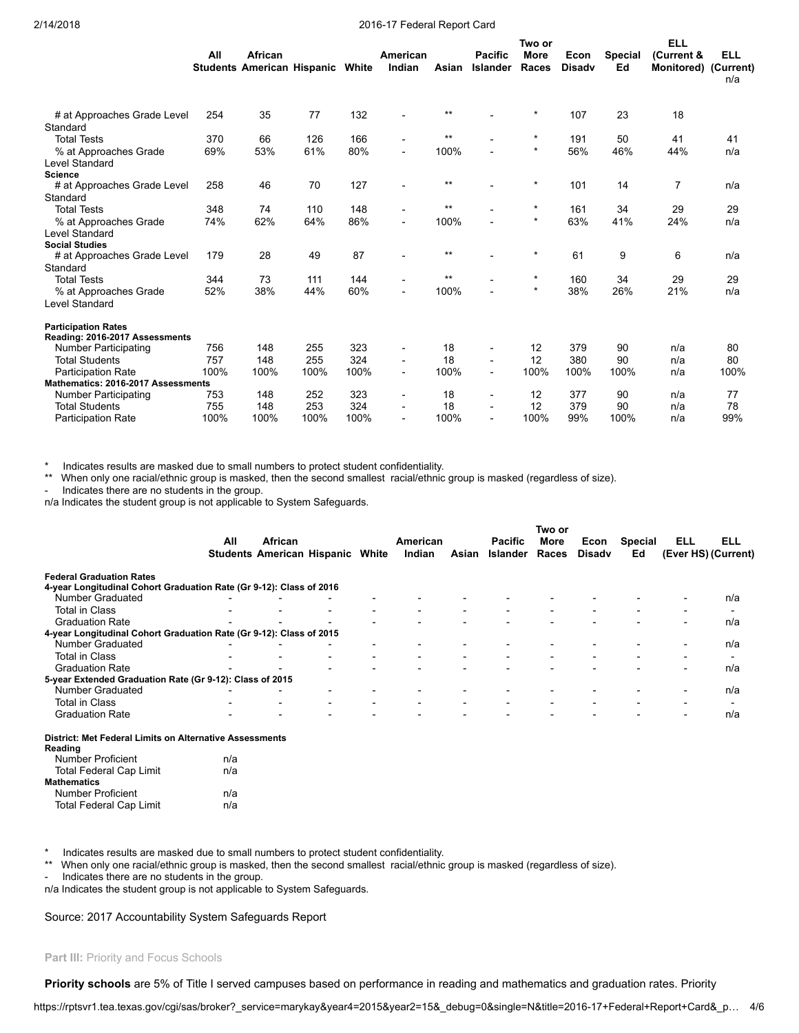| | All Students | African American | Hispanic | White | American Indian | Asian | Pacific Islander | Two or More Races | Econ Disadv | Special Ed | ELL (Current & Monitored) | ELL (Current) |
|---|---|---|---|---|---|---|---|---|---|---|---|---|
| | | | | | | | | | | | | n/a |
| # at Approaches Grade Level Standard | 254 | 35 | 77 | 132 | - | ** | - | * | 107 | 23 | 18 | |
| Total Tests | 370 | 66 | 126 | 166 | - | ** | - | * | 191 | 50 | 41 | 41 |
| % at Approaches Grade Level Standard | 69% | 53% | 61% | 80% | - | 100% | - | * | 56% | 46% | 44% | n/a |
| **Science** | | | | | | | | | | | | |
| # at Approaches Grade Level Standard | 258 | 46 | 70 | 127 | - | ** | - | * | 101 | 14 | 7 | n/a |
| Total Tests | 348 | 74 | 110 | 148 | - | ** | - | * | 161 | 34 | 29 | 29 |
| % at Approaches Grade Level Standard | 74% | 62% | 64% | 86% | - | 100% | - | * | 63% | 41% | 24% | n/a |
| **Social Studies** | | | | | | | | | | | | |
| # at Approaches Grade Level Standard | 179 | 28 | 49 | 87 | - | ** | - | * | 61 | 9 | 6 | n/a |
| Total Tests | 344 | 73 | 111 | 144 | - | ** | - | * | 160 | 34 | 29 | 29 |
| % at Approaches Grade Level Standard | 52% | 38% | 44% | 60% | - | 100% | - | * | 38% | 26% | 21% | n/a |
| **Participation Rates** | | | | | | | | | | | | |
| **Reading: 2016-2017 Assessments** | | | | | | | | | | | | |
| Number Participating | 756 | 148 | 255 | 323 | - | 18 | - | 12 | 379 | 90 | n/a | 80 |
| Total Students | 757 | 148 | 255 | 324 | - | 18 | - | 12 | 380 | 90 | n/a | 80 |
| Participation Rate | 100% | 100% | 100% | 100% | - | 100% | - | 100% | 100% | 100% | n/a | 100% |
| **Mathematics: 2016-2017 Assessments** | | | | | | | | | | | | |
| Number Participating | 753 | 148 | 252 | 323 | - | 18 | - | 12 | 377 | 90 | n/a | 77 |
| Total Students | 755 | 148 | 253 | 324 | - | 18 | - | 12 | 379 | 90 | n/a | 78 |
| Participation Rate | 100% | 100% | 100% | 100% | - | 100% | - | 100% | 99% | 100% | n/a | 99% |

\* Indicates results are masked due to small numbers to protect student confidentiality.
** When only one racial/ethnic group is masked, then the second smallest racial/ethnic group is masked (regardless of size).
- Indicates there are no students in the group.
n/a Indicates the student group is not applicable to System Safeguards.

| | All Students | African American | Hispanic | White | American Indian | Asian | Pacific Islander | Two or More Races | Econ Disadv | Special Ed | ELL (Ever HS) | ELL (Current) |
|---|---|---|---|---|---|---|---|---|---|---|---|---|
| **Federal Graduation Rates** | | | | | | | | | | | | |
| **4-year Longitudinal Cohort Graduation Rate (Gr 9-12): Class of 2016** | | | | | | | | | | | | |
| Number Graduated | - | - | - | - | - | - | - | - | - | - | - | n/a |
| Total in Class | - | - | - | - | - | - | - | - | - | - | - | - |
| Graduation Rate | - | - | - | - | - | - | - | - | - | - | - | n/a |
| **4-year Longitudinal Cohort Graduation Rate (Gr 9-12): Class of 2015** | | | | | | | | | | | | |
| Number Graduated | - | - | - | - | - | - | - | - | - | - | - | n/a |
| Total in Class | - | - | - | - | - | - | - | - | - | - | - | - |
| Graduation Rate | - | - | - | - | - | - | - | - | - | - | - | n/a |
| **5-year Extended Graduation Rate (Gr 9-12): Class of 2015** | | | | | | | | | | | | |
| Number Graduated | - | - | - | - | - | - | - | - | - | - | - | n/a |
| Total in Class | - | - | - | - | - | - | - | - | - | - | - | - |
| Graduation Rate | - | - | - | - | - | - | - | - | - | - | - | n/a |

| **District: Met Federal Limits on Alternative Assessments** | |
|---|---|
| **Reading** | |
| Number Proficient | n/a |
| Total Federal Cap Limit | n/a |
| **Mathematics** | |
| Number Proficient | n/a |
| Total Federal Cap Limit | n/a |

\* Indicates results are masked due to small numbers to protect student confidentiality.
** When only one racial/ethnic group is masked, then the second smallest racial/ethnic group is masked (regardless of size).
- Indicates there are no students in the group.
n/a Indicates the student group is not applicable to System Safeguards.

Source: 2017 Accountability System Safeguards Report

**Part III:** Priority and Focus Schools

**Priority schools** are 5% of Title I served campuses based on performance in reading and mathematics and graduation rates. Priority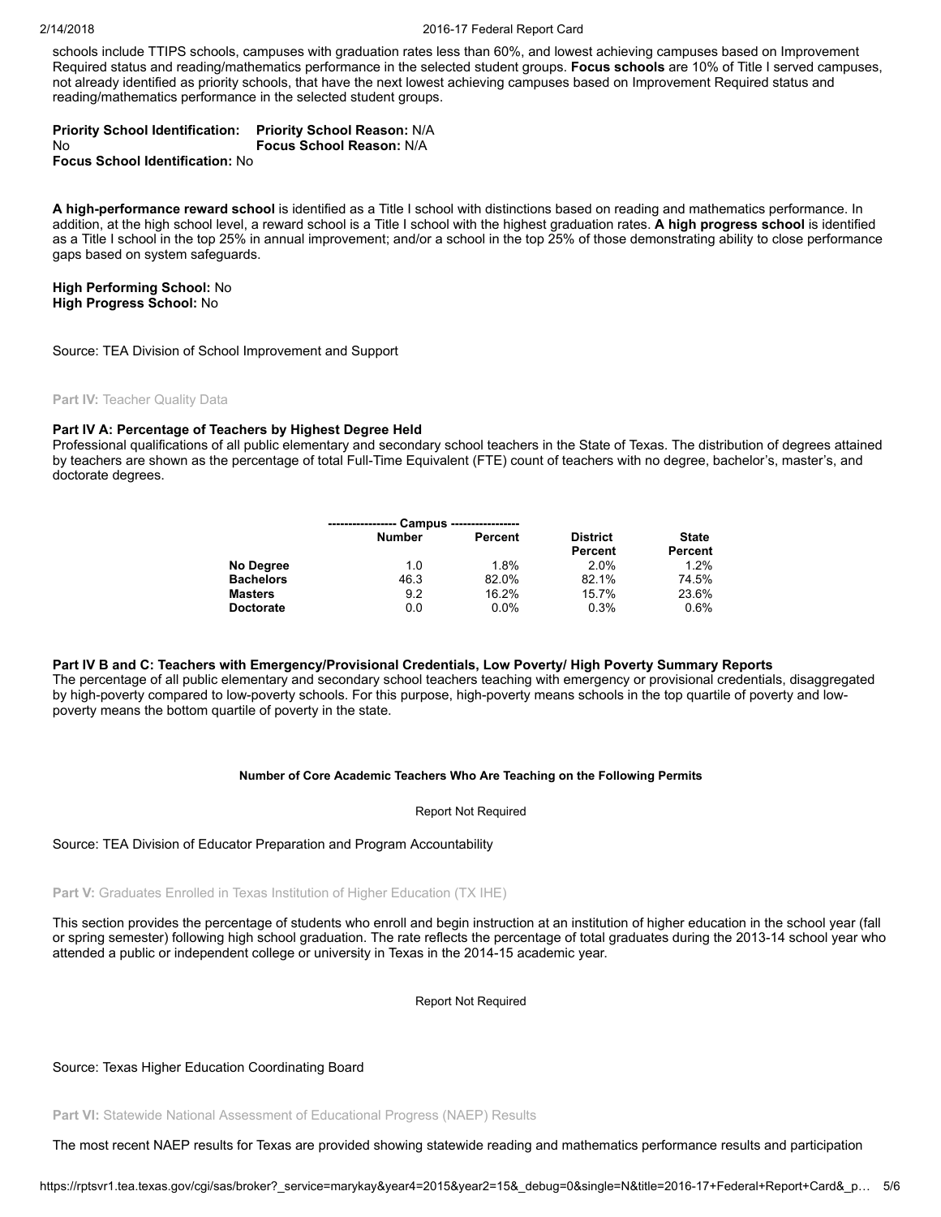schools include TTIPS schools, campuses with graduation rates less than 60%, and lowest achieving campuses based on Improvement Required status and reading/mathematics performance in the selected student groups. **Focus schools** are 10% of Title I served campuses, not already identified as priority schools, that have the next lowest achieving campuses based on Improvement Required status and reading/mathematics performance in the selected student groups.

**Priority School Identification:** No
**Focus School Identification:** No
**Priority School Reason:** N/A
**Focus School Reason:** N/A

**A high-performance reward school** is identified as a Title I school with distinctions based on reading and mathematics performance. In addition, at the high school level, a reward school is a Title I school with the highest graduation rates. **A high progress school** is identified as a Title I school in the top 25% in annual improvement; and/or a school in the top 25% of those demonstrating ability to close performance gaps based on system safeguards.

**High Performing School:** No
**High Progress School:** No

Source: TEA Division of School Improvement and Support

**Part IV:** Teacher Quality Data

**Part IV A: Percentage of Teachers by Highest Degree Held**

Professional qualifications of all public elementary and secondary school teachers in the State of Texas. The distribution of degrees attained by teachers are shown as the percentage of total Full-Time Equivalent (FTE) count of teachers with no degree, bachelor's, master's, and doctorate degrees.

| | Campus | | | |
|---|---|---|---|---|
| | **Number** | **Percent** | **District Percent** | **State Percent** |
| **No Degree** | 1.0 | 1.8% | 2.0% | 1.2% |
| **Bachelors** | 46.3 | 82.0% | 82.1% | 74.5% |
| **Masters** | 9.2 | 16.2% | 15.7% | 23.6% |
| **Doctorate** | 0.0 | 0.0% | 0.3% | 0.6% |

**Part IV B and C: Teachers with Emergency/Provisional Credentials, Low Poverty/ High Poverty Summary Reports**

The percentage of all public elementary and secondary school teachers teaching with emergency or provisional credentials, disaggregated by high-poverty compared to low-poverty schools. For this purpose, high-poverty means schools in the top quartile of poverty and low-poverty means the bottom quartile of poverty in the state.

**Number of Core Academic Teachers Who Are Teaching on the Following Permits**

Report Not Required

Source: TEA Division of Educator Preparation and Program Accountability

**Part V:** Graduates Enrolled in Texas Institution of Higher Education (TX IHE)

This section provides the percentage of students who enroll and begin instruction at an institution of higher education in the school year (fall or spring semester) following high school graduation. The rate reflects the percentage of total graduates during the 2013-14 school year who attended a public or independent college or university in Texas in the 2014-15 academic year.

Report Not Required

Source: Texas Higher Education Coordinating Board

**Part VI:** Statewide National Assessment of Educational Progress (NAEP) Results

The most recent NAEP results for Texas are provided showing statewide reading and mathematics performance results and participation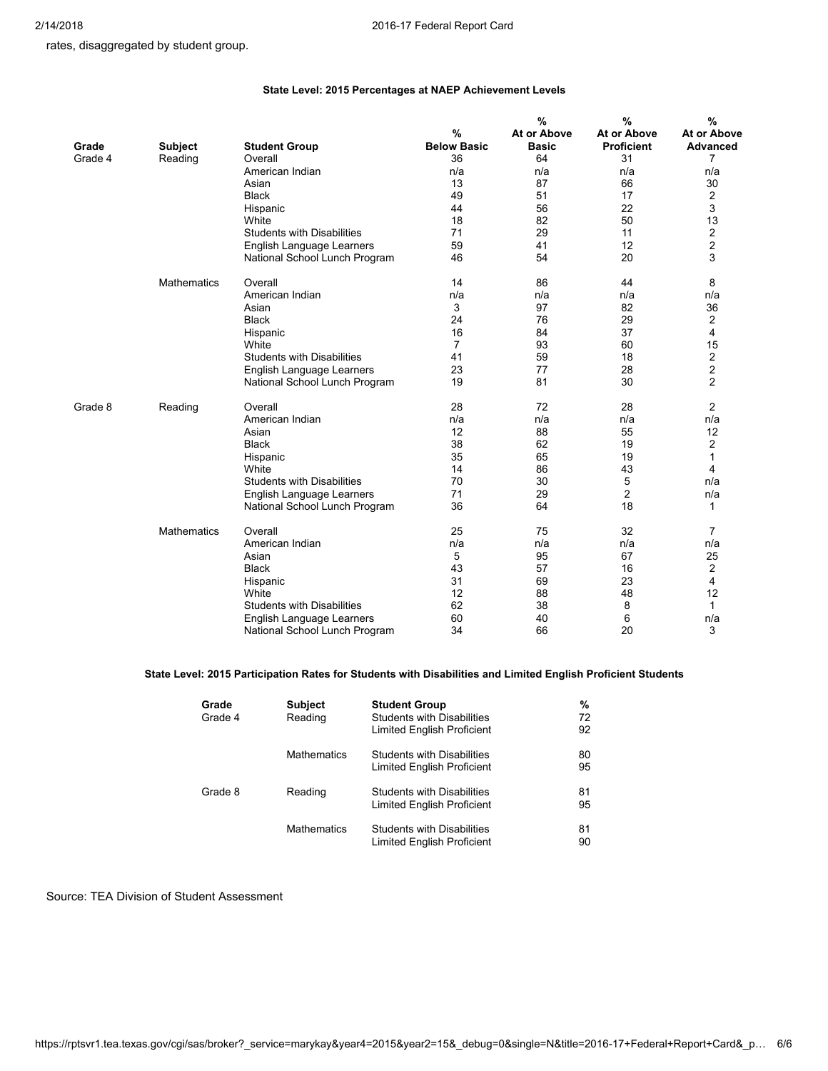rates, disaggregated by student group.

### State Level: 2015 Percentages at NAEP Achievement Levels

| Grade | Subject | Student Group | % Below Basic | % At or Above Basic | % At or Above Proficient | % At or Above Advanced |
|---|---|---|---|---|---|---|
| Grade 4 | Reading | Overall | 36 | 64 | 31 | 7 |
| | | American Indian | n/a | n/a | n/a | n/a |
| | | Asian | 13 | 87 | 66 | 30 |
| | | Black | 49 | 51 | 17 | 2 |
| | | Hispanic | 44 | 56 | 22 | 3 |
| | | White | 18 | 82 | 50 | 13 |
| | | Students with Disabilities | 71 | 29 | 11 | 2 |
| | | English Language Learners | 59 | 41 | 12 | 2 |
| | | National School Lunch Program | 46 | 54 | 20 | 3 |
| | Mathematics | Overall | 14 | 86 | 44 | 8 |
| | | American Indian | n/a | n/a | n/a | n/a |
| | | Asian | 3 | 97 | 82 | 36 |
| | | Black | 24 | 76 | 29 | 2 |
| | | Hispanic | 16 | 84 | 37 | 4 |
| | | White | 7 | 93 | 60 | 15 |
| | | Students with Disabilities | 41 | 59 | 18 | 2 |
| | | English Language Learners | 23 | 77 | 28 | 2 |
| | | National School Lunch Program | 19 | 81 | 30 | 2 |
| Grade 8 | Reading | Overall | 28 | 72 | 28 | 2 |
| | | American Indian | n/a | n/a | n/a | n/a |
| | | Asian | 12 | 88 | 55 | 12 |
| | | Black | 38 | 62 | 19 | 2 |
| | | Hispanic | 35 | 65 | 19 | 1 |
| | | White | 14 | 86 | 43 | 4 |
| | | Students with Disabilities | 70 | 30 | 5 | n/a |
| | | English Language Learners | 71 | 29 | 2 | n/a |
| | | National School Lunch Program | 36 | 64 | 18 | 1 |
| | Mathematics | Overall | 25 | 75 | 32 | 7 |
| | | American Indian | n/a | n/a | n/a | n/a |
| | | Asian | 5 | 95 | 67 | 25 |
| | | Black | 43 | 57 | 16 | 2 |
| | | Hispanic | 31 | 69 | 23 | 4 |
| | | White | 12 | 88 | 48 | 12 |
| | | Students with Disabilities | 62 | 38 | 8 | 1 |
| | | English Language Learners | 60 | 40 | 6 | n/a |
| | | National School Lunch Program | 34 | 66 | 20 | 3 |

### State Level: 2015 Participation Rates for Students with Disabilities and Limited English Proficient Students

| Grade | Subject | Student Group | % |
|---|---|---|---|
| Grade 4 | Reading | Students with Disabilities | 72 |
| | | Limited English Proficient | 92 |
| | Mathematics | Students with Disabilities | 80 |
| | | Limited English Proficient | 95 |
| Grade 8 | Reading | Students with Disabilities | 81 |
| | | Limited English Proficient | 95 |
| | Mathematics | Students with Disabilities | 81 |
| | | Limited English Proficient | 90 |

Source: TEA Division of Student Assessment